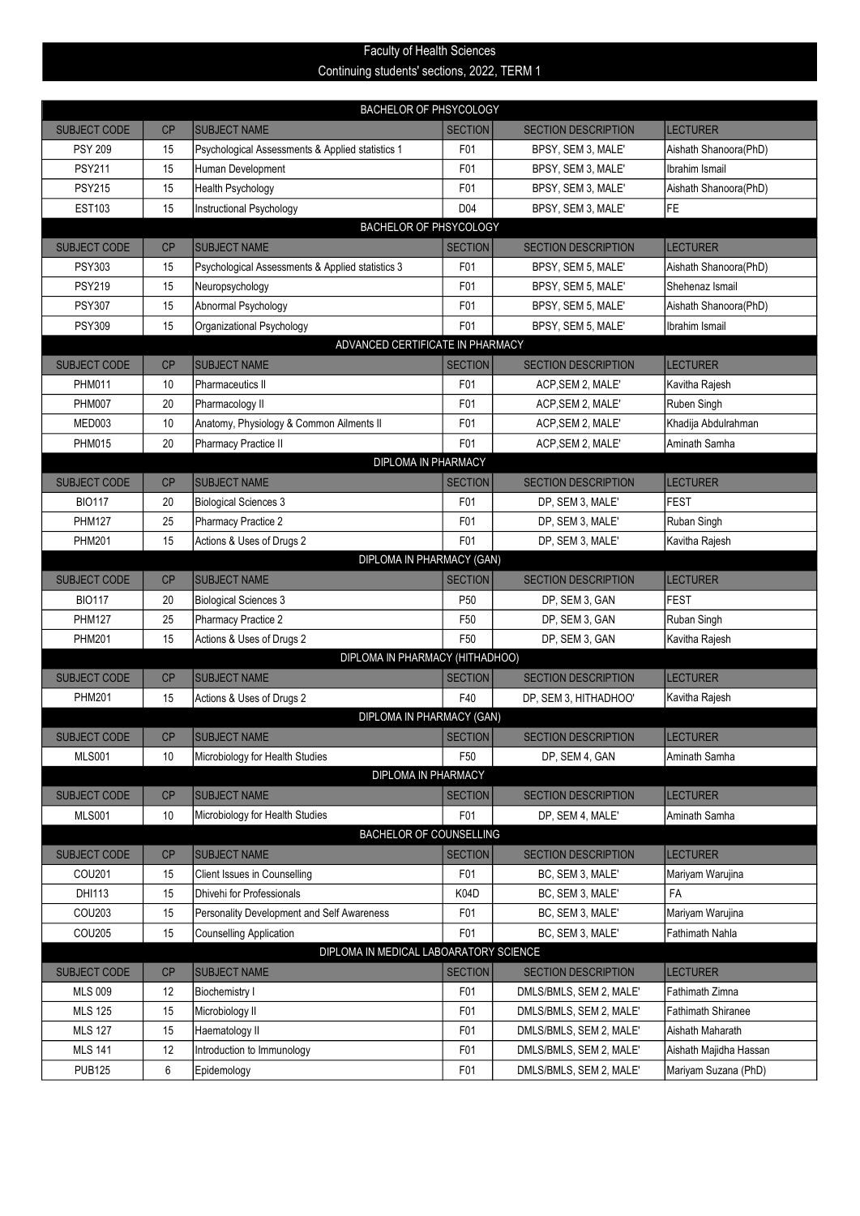# Faculty of Health Sciences

## Continuing students' sections, 2022, TERM 1

### BACHELOR OF PHSYCOLOGY

| SUBJECT CODE | CP | SUBJECT NAME | SECTION | SECTION DESCRIPTION | LECTURER |
|---|---|---|---|---|---|
| PSY 209 | 15 | Psychological Assessments & Applied statistics 1 | F01 | BPSY, SEM 3, MALE' | Aishath Shanoora(PhD) |
| PSY211 | 15 | Human Development | F01 | BPSY, SEM 3, MALE' | Ibrahim Ismail |
| PSY215 | 15 | Health Psychology | F01 | BPSY, SEM 3, MALE' | Aishath Shanoora(PhD) |
| EST103 | 15 | Instructional Psychology | D04 | BPSY, SEM 3, MALE' | FE |

### BACHELOR OF PHSYCOLOGY

| SUBJECT CODE | CP | SUBJECT NAME | SECTION | SECTION DESCRIPTION | LECTURER |
|---|---|---|---|---|---|
| PSY303 | 15 | Psychological Assessments & Applied statistics 3 | F01 | BPSY, SEM 5, MALE' | Aishath Shanoora(PhD) |
| PSY219 | 15 | Neuropsychology | F01 | BPSY, SEM 5, MALE' | Shehenaz Ismail |
| PSY307 | 15 | Abnormal Psychology | F01 | BPSY, SEM 5, MALE' | Aishath Shanoora(PhD) |
| PSY309 | 15 | Organizational Psychology | F01 | BPSY, SEM 5, MALE' | Ibrahim Ismail |

### ADVANCED CERTIFICATE IN PHARMACY

| SUBJECT CODE | CP | SUBJECT NAME | SECTION | SECTION DESCRIPTION | LECTURER |
|---|---|---|---|---|---|
| PHM011 | 10 | Pharmaceutics II | F01 | ACP,SEM 2, MALE' | Kavitha Rajesh |
| PHM007 | 20 | Pharmacology II | F01 | ACP,SEM 2, MALE' | Ruben Singh |
| MED003 | 10 | Anatomy, Physiology & Common Ailments II | F01 | ACP,SEM 2, MALE' | Khadija Abdulrahman |
| PHM015 | 20 | Pharmacy Practice II | F01 | ACP,SEM 2, MALE' | Aminath Samha |

### DIPLOMA IN PHARMACY

| SUBJECT CODE | CP | SUBJECT NAME | SECTION | SECTION DESCRIPTION | LECTURER |
|---|---|---|---|---|---|
| BIO117 | 20 | Biological Sciences 3 | F01 | DP, SEM 3, MALE' | FEST |
| PHM127 | 25 | Pharmacy Practice 2 | F01 | DP, SEM 3, MALE' | Ruban Singh |
| PHM201 | 15 | Actions & Uses of Drugs 2 | F01 | DP, SEM 3, MALE' | Kavitha Rajesh |

### DIPLOMA IN PHARMACY (GAN)

| SUBJECT CODE | CP | SUBJECT NAME | SECTION | SECTION DESCRIPTION | LECTURER |
|---|---|---|---|---|---|
| BIO117 | 20 | Biological Sciences 3 | P50 | DP, SEM 3, GAN | FEST |
| PHM127 | 25 | Pharmacy Practice 2 | F50 | DP, SEM 3, GAN | Ruban Singh |
| PHM201 | 15 | Actions & Uses of Drugs 2 | F50 | DP, SEM 3, GAN | Kavitha Rajesh |

### DIPLOMA IN PHARMACY (HITHADHOO)

| SUBJECT CODE | CP | SUBJECT NAME | SECTION | SECTION DESCRIPTION | LECTURER |
|---|---|---|---|---|---|
| PHM201 | 15 | Actions & Uses of Drugs 2 | F40 | DP, SEM 3, HITHADHOO' | Kavitha Rajesh |

### DIPLOMA IN PHARMACY (GAN)

| SUBJECT CODE | CP | SUBJECT NAME | SECTION | SECTION DESCRIPTION | LECTURER |
|---|---|---|---|---|---|
| MLS001 | 10 | Microbiology for Health Studies | F50 | DP, SEM 4, GAN | Aminath Samha |

### DIPLOMA IN PHARMACY

| SUBJECT CODE | CP | SUBJECT NAME | SECTION | SECTION DESCRIPTION | LECTURER |
|---|---|---|---|---|---|
| MLS001 | 10 | Microbiology for Health Studies | F01 | DP, SEM 4, MALE' | Aminath Samha |

### BACHELOR OF COUNSELLING

| SUBJECT CODE | CP | SUBJECT NAME | SECTION | SECTION DESCRIPTION | LECTURER |
|---|---|---|---|---|---|
| COU201 | 15 | Client Issues in Counselling | F01 | BC, SEM 3, MALE' | Mariyam Warujina |
| DHI113 | 15 | Dhivehi for Professionals | K04D | BC, SEM 3, MALE' | FA |
| COU203 | 15 | Personality Development and Self Awareness | F01 | BC, SEM 3, MALE' | Mariyam Warujina |
| COU205 | 15 | Counselling Application | F01 | BC, SEM 3, MALE' | Fathimath Nahla |

### DIPLOMA IN MEDICAL LABOARATORY SCIENCE

| SUBJECT CODE | CP | SUBJECT NAME | SECTION | SECTION DESCRIPTION | LECTURER |
|---|---|---|---|---|---|
| MLS 009 | 12 | Biochemistry I | F01 | DMLS/BMLS, SEM 2, MALE' | Fathimath Zimna |
| MLS 125 | 15 | Microbiology II | F01 | DMLS/BMLS, SEM 2, MALE' | Fathimath Shiranee |
| MLS 127 | 15 | Haematology II | F01 | DMLS/BMLS, SEM 2, MALE' | Aishath Maharath |
| MLS 141 | 12 | Introduction to Immunology | F01 | DMLS/BMLS, SEM 2, MALE' | Aishath Majidha Hassan |
| PUB125 | 6 | Epidemology | F01 | DMLS/BMLS, SEM 2, MALE' | Mariyam Suzana (PhD) |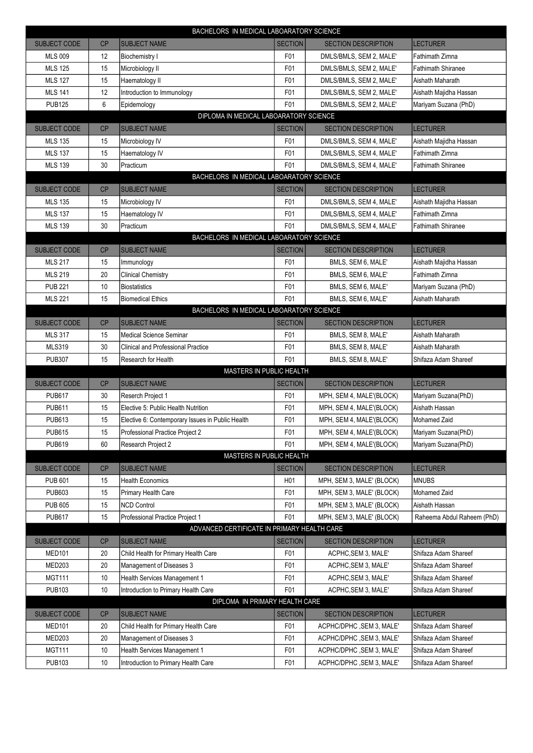| BACHELORS IN MEDICAL LABOARATORY SCIENCE | | | | | |
|---|---|---|---|---|---|
| SUBJECT CODE | CP | SUBJECT NAME | SECTION | SECTION DESCRIPTION | LECTURER |
| MLS 009 | 12 | Biochemistry I | F01 | DMLS/BMLS, SEM 2, MALE' | Fathimath Zimna |
| MLS 125 | 15 | Microbiology II | F01 | DMLS/BMLS, SEM 2, MALE' | Fathimath Shiranee |
| MLS 127 | 15 | Haematology II | F01 | DMLS/BMLS, SEM 2, MALE' | Aishath Maharath |
| MLS 141 | 12 | Introduction to Immunology | F01 | DMLS/BMLS, SEM 2, MALE' | Aishath Majidha Hassan |
| PUB125 | 6 | Epidemology | F01 | DMLS/BMLS, SEM 2, MALE' | Mariyam Suzana (PhD) |

| DIPLOMA IN MEDICAL LABOARATORY SCIENCE | | | | | |
|---|---|---|---|---|---|
| SUBJECT CODE | CP | SUBJECT NAME | SECTION | SECTION DESCRIPTION | LECTURER |
| MLS 135 | 15 | Microbiology IV | F01 | DMLS/BMLS, SEM 4, MALE' | Aishath Majidha Hassan |
| MLS 137 | 15 | Haematology IV | F01 | DMLS/BMLS, SEM 4, MALE' | Fathimath Zimna |
| MLS 139 | 30 | Practicum | F01 | DMLS/BMLS, SEM 4, MALE' | Fathimath Shiranee |

| BACHELORS IN MEDICAL LABOARATORY SCIENCE | | | | | |
|---|---|---|---|---|---|
| SUBJECT CODE | CP | SUBJECT NAME | SECTION | SECTION DESCRIPTION | LECTURER |
| MLS 135 | 15 | Microbiology IV | F01 | DMLS/BMLS, SEM 4, MALE' | Aishath Majidha Hassan |
| MLS 137 | 15 | Haematology IV | F01 | DMLS/BMLS, SEM 4, MALE' | Fathimath Zimna |
| MLS 139 | 30 | Practicum | F01 | DMLS/BMLS, SEM 4, MALE' | Fathimath Shiranee |

| BACHELORS IN MEDICAL LABOARATORY SCIENCE | | | | | |
|---|---|---|---|---|---|
| SUBJECT CODE | CP | SUBJECT NAME | SECTION | SECTION DESCRIPTION | LECTURER |
| MLS 217 | 15 | Immunology | F01 | BMLS, SEM 6, MALE' | Aishath Majidha Hassan |
| MLS 219 | 20 | Clinical Chemistry | F01 | BMLS, SEM 6, MALE' | Fathimath Zimna |
| PUB 221 | 10 | Biostatistics | F01 | BMLS, SEM 6, MALE' | Mariyam Suzana (PhD) |
| MLS 221 | 15 | Biomedical Ethics | F01 | BMLS, SEM 6, MALE' | Aishath Maharath |

| BACHELORS IN MEDICAL LABOARATORY SCIENCE | | | | | |
|---|---|---|---|---|---|
| SUBJECT CODE | CP | SUBJECT NAME | SECTION | SECTION DESCRIPTION | LECTURER |
| MLS 317 | 15 | Medical Science Seminar | F01 | BMLS, SEM 8, MALE' | Aishath Maharath |
| MLS319 | 30 | Clinical and Professional Practice | F01 | BMLS, SEM 8, MALE' | Aishath Maharath |
| PUB307 | 15 | Research for Health | F01 | BMLS, SEM 8, MALE' | Shifaza Adam Shareef |

| MASTERS IN PUBLIC HEALTH | | | | | |
|---|---|---|---|---|---|
| SUBJECT CODE | CP | SUBJECT NAME | SECTION | SECTION DESCRIPTION | LECTURER |
| PUB617 | 30 | Reserch Project 1 | F01 | MPH, SEM 4, MALE'(BLOCK) | Mariyam Suzana(PhD) |
| PUB611 | 15 | Elective 5: Public Health Nutrition | F01 | MPH, SEM 4, MALE'(BLOCK) | Aishath Hassan |
| PUB613 | 15 | Elective 6: Contemporary Issues in Public Health | F01 | MPH, SEM 4, MALE'(BLOCK) | Mohamed Zaid |
| PUB615 | 15 | Professional Practice Project 2 | F01 | MPH, SEM 4, MALE'(BLOCK) | Mariyam Suzana(PhD) |
| PUB619 | 60 | Research Project 2 | F01 | MPH, SEM 4, MALE'(BLOCK) | Mariyam Suzana(PhD) |

| MASTERS IN PUBLIC HEALTH | | | | | |
|---|---|---|---|---|---|
| SUBJECT CODE | CP | SUBJECT NAME | SECTION | SECTION DESCRIPTION | LECTURER |
| PUB 601 | 15 | Health Economics | H01 | MPH, SEM 3, MALE' (BLOCK) | MNUBS |
| PUB603 | 15 | Primary Health Care | F01 | MPH, SEM 3, MALE' (BLOCK) | Mohamed Zaid |
| PUB 605 | 15 | NCD Control | F01 | MPH, SEM 3, MALE' (BLOCK) | Aishath Hassan |
| PUB617 | 15 | Professional Practice Project 1 | F01 | MPH, SEM 3, MALE' (BLOCK) | Raheema Abdul Raheem (PhD) |

| ADVANCED CERTIFICATE IN PRIMARY HEALTH CARE | | | | | |
|---|---|---|---|---|---|
| SUBJECT CODE | CP | SUBJECT NAME | SECTION | SECTION DESCRIPTION | LECTURER |
| MED101 | 20 | Child Health for Primary Health Care | F01 | ACPHC,SEM 3, MALE' | Shifaza Adam Shareef |
| MED203 | 20 | Management of Diseases 3 | F01 | ACPHC,SEM 3, MALE' | Shifaza Adam Shareef |
| MGT111 | 10 | Health Services Management 1 | F01 | ACPHC,SEM 3, MALE' | Shifaza Adam Shareef |
| PUB103 | 10 | Introduction to Primary Health Care | F01 | ACPHC,SEM 3, MALE' | Shifaza Adam Shareef |

| DIPLOMA IN PRIMARY HEALTH CARE | | | | | |
|---|---|---|---|---|---|
| SUBJECT CODE | CP | SUBJECT NAME | SECTION | SECTION DESCRIPTION | LECTURER |
| MED101 | 20 | Child Health for Primary Health Care | F01 | ACPHC/DPHC ,SEM 3, MALE' | Shifaza Adam Shareef |
| MED203 | 20 | Management of Diseases 3 | F01 | ACPHC/DPHC ,SEM 3, MALE' | Shifaza Adam Shareef |
| MGT111 | 10 | Health Services Management 1 | F01 | ACPHC/DPHC ,SEM 3, MALE' | Shifaza Adam Shareef |
| PUB103 | 10 | Introduction to Primary Health Care | F01 | ACPHC/DPHC ,SEM 3, MALE' | Shifaza Adam Shareef |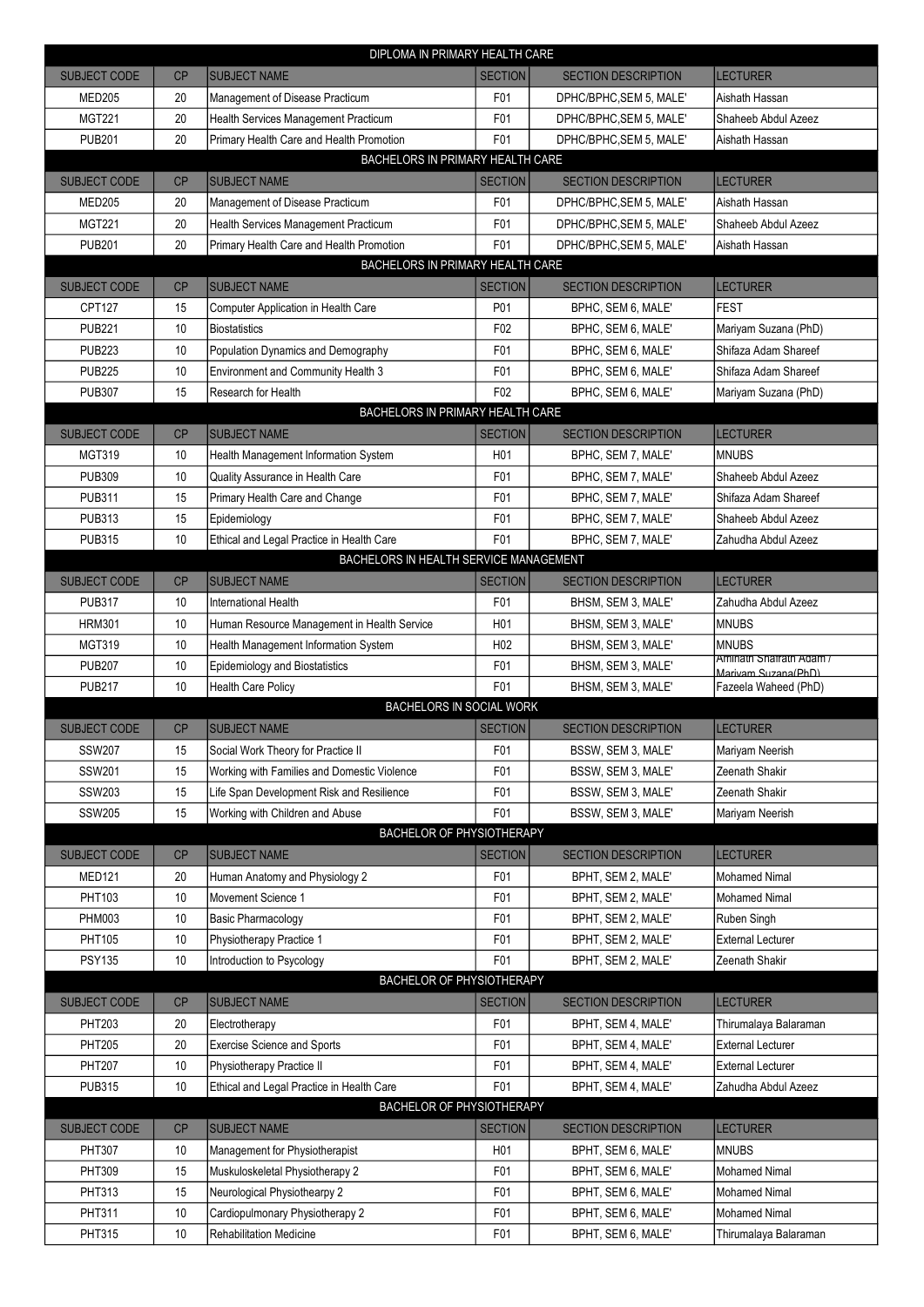| DIPLOMA IN PRIMARY HEALTH CARE | | | | | |
|---|---|---|---|---|---|
| SUBJECT CODE | CP | SUBJECT NAME | SECTION | SECTION DESCRIPTION | LECTURER |
| MED205 | 20 | Management of Disease Practicum | F01 | DPHC/BPHC,SEM 5, MALE' | Aishath Hassan |
| MGT221 | 20 | Health Services Management Practicum | F01 | DPHC/BPHC,SEM 5, MALE' | Shaheeb Abdul Azeez |
| PUB201 | 20 | Primary Health Care and Health Promotion | F01 | DPHC/BPHC,SEM 5, MALE' | Aishath Hassan |
| BACHELORS IN PRIMARY HEALTH CARE | | | | | |
| SUBJECT CODE | CP | SUBJECT NAME | SECTION | SECTION DESCRIPTION | LECTURER |
| MED205 | 20 | Management of Disease Practicum | F01 | DPHC/BPHC,SEM 5, MALE' | Aishath Hassan |
| MGT221 | 20 | Health Services Management Practicum | F01 | DPHC/BPHC,SEM 5, MALE' | Shaheeb Abdul Azeez |
| PUB201 | 20 | Primary Health Care and Health Promotion | F01 | DPHC/BPHC,SEM 5, MALE' | Aishath Hassan |
| BACHELORS IN PRIMARY HEALTH CARE | | | | | |
| SUBJECT CODE | CP | SUBJECT NAME | SECTION | SECTION DESCRIPTION | LECTURER |
| CPT127 | 15 | Computer Application in Health Care | P01 | BPHC, SEM 6, MALE' | FEST |
| PUB221 | 10 | Biostatistics | F02 | BPHC, SEM 6, MALE' | Mariyam Suzana (PhD) |
| PUB223 | 10 | Population Dynamics and Demography | F01 | BPHC, SEM 6, MALE' | Shifaza Adam Shareef |
| PUB225 | 10 | Environment and Community Health 3 | F01 | BPHC, SEM 6, MALE' | Shifaza Adam Shareef |
| PUB307 | 15 | Research for Health | F02 | BPHC, SEM 6, MALE' | Mariyam Suzana (PhD) |
| BACHELORS IN PRIMARY HEALTH CARE | | | | | |
| SUBJECT CODE | CP | SUBJECT NAME | SECTION | SECTION DESCRIPTION | LECTURER |
| MGT319 | 10 | Health Management Information System | H01 | BPHC, SEM 7, MALE' | MNUBS |
| PUB309 | 10 | Quality Assurance in Health Care | F01 | BPHC, SEM 7, MALE' | Shaheeb Abdul Azeez |
| PUB311 | 15 | Primary Health Care and Change | F01 | BPHC, SEM 7, MALE' | Shifaza Adam Shareef |
| PUB313 | 15 | Epidemiology | F01 | BPHC, SEM 7, MALE' | Shaheeb Abdul Azeez |
| PUB315 | 10 | Ethical and Legal Practice in Health Care | F01 | BPHC, SEM 7, MALE' | Zahudha Abdul Azeez |
| BACHELORS IN HEALTH SERVICE MANAGEMENT | | | | | |
| SUBJECT CODE | CP | SUBJECT NAME | SECTION | SECTION DESCRIPTION | LECTURER |
| PUB317 | 10 | International Health | F01 | BHSM, SEM 3, MALE' | Zahudha Abdul Azeez |
| HRM301 | 10 | Human Resource Management in Health Service | H01 | BHSM, SEM 3, MALE' | MNUBS |
| MGT319 | 10 | Health Management Information System | H02 | BHSM, SEM 3, MALE' | MNUBS |
| PUB207 | 10 | Epidemiology and Biostatistics | F01 | BHSM, SEM 3, MALE' | Aminath Shafrath Adam / Mariyam Suzana(PhD) |
| PUB217 | 10 | Health Care Policy | F01 | BHSM, SEM 3, MALE' | Fazeela Waheed (PhD) |
| BACHELORS IN SOCIAL WORK | | | | | |
| SUBJECT CODE | CP | SUBJECT NAME | SECTION | SECTION DESCRIPTION | LECTURER |
| SSW207 | 15 | Social Work Theory for Practice II | F01 | BSSW, SEM 3, MALE' | Mariyam Neerish |
| SSW201 | 15 | Working with Families and Domestic Violence | F01 | BSSW, SEM 3, MALE' | Zeenath Shakir |
| SSW203 | 15 | Life Span Development Risk and Resilience | F01 | BSSW, SEM 3, MALE' | Zeenath Shakir |
| SSW205 | 15 | Working with Children and Abuse | F01 | BSSW, SEM 3, MALE' | Mariyam Neerish |
| BACHELOR OF PHYSIOTHERAPY | | | | | |
| SUBJECT CODE | CP | SUBJECT NAME | SECTION | SECTION DESCRIPTION | LECTURER |
| MED121 | 20 | Human Anatomy and Physiology 2 | F01 | BPHT, SEM 2, MALE' | Mohamed Nimal |
| PHT103 | 10 | Movement Science 1 | F01 | BPHT, SEM 2, MALE' | Mohamed Nimal |
| PHM003 | 10 | Basic Pharmacology | F01 | BPHT, SEM 2, MALE' | Ruben Singh |
| PHT105 | 10 | Physiotherapy Practice 1 | F01 | BPHT, SEM 2, MALE' | External Lecturer |
| PSY135 | 10 | Introduction to Psycology | F01 | BPHT, SEM 2, MALE' | Zeenath Shakir |
| BACHELOR OF PHYSIOTHERAPY | | | | | |
| SUBJECT CODE | CP | SUBJECT NAME | SECTION | SECTION DESCRIPTION | LECTURER |
| PHT203 | 20 | Electrotherapy | F01 | BPHT, SEM 4, MALE' | Thirumalaya Balaraman |
| PHT205 | 20 | Exercise Science and Sports | F01 | BPHT, SEM 4, MALE' | External Lecturer |
| PHT207 | 10 | Physiotherapy Practice II | F01 | BPHT, SEM 4, MALE' | External Lecturer |
| PUB315 | 10 | Ethical and Legal Practice in Health Care | F01 | BPHT, SEM 4, MALE' | Zahudha Abdul Azeez |
| BACHELOR OF PHYSIOTHERAPY | | | | | |
| SUBJECT CODE | CP | SUBJECT NAME | SECTION | SECTION DESCRIPTION | LECTURER |
| PHT307 | 10 | Management for Physiotherapist | H01 | BPHT, SEM 6, MALE' | MNUBS |
| PHT309 | 15 | Muskuloskeletal Physiotherapy 2 | F01 | BPHT, SEM 6, MALE' | Mohamed Nimal |
| PHT313 | 15 | Neurological Physiothearpy 2 | F01 | BPHT, SEM 6, MALE' | Mohamed Nimal |
| PHT311 | 10 | Cardiopulmonary Physiotherapy 2 | F01 | BPHT, SEM 6, MALE' | Mohamed Nimal |
| PHT315 | 10 | Rehabilitation Medicine | F01 | BPHT, SEM 6, MALE' | Thirumalaya Balaraman |